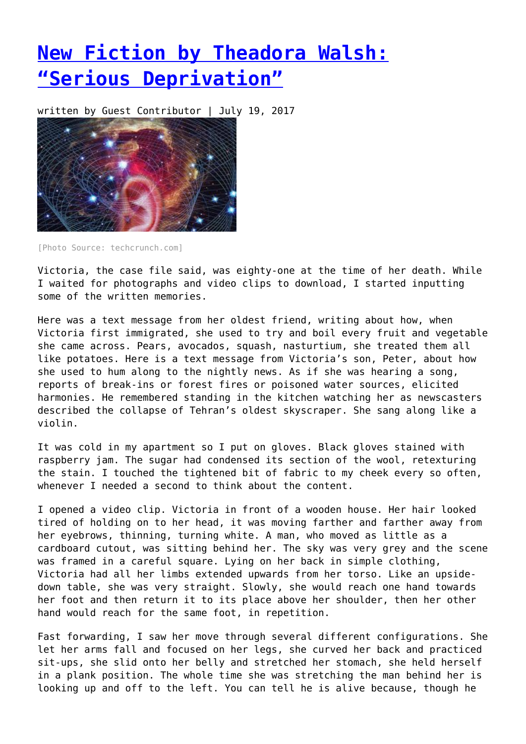# New Fiction by Theadora Walsh: "Serious Deprivation"

written by Guest Contributor | July 19, 2017

[Photo Source: techcrunch.com]

Victoria, the case file said, was eighty-one at the time of her death. While I waited for photographs and video clips to download, I started inputting some of the written memories.

Here was a text message from her oldest friend, writing about how, when Victoria first immigrated, she used to try and boil every fruit and vegetable she came across. Pears, avocados, squash, nasturtium, she treated them all like potatoes. Here is a text message from Victoria's son, Peter, about how she used to hum along to the nightly news. As if she was hearing a song, reports of break-ins or forest fires or poisoned water sources, elicited harmonies. He remembered standing in the kitchen watching her as newscasters described the collapse of Tehran's oldest skyscraper. She sang along like a violin.

It was cold in my apartment so I put on gloves. Black gloves stained with raspberry jam. The sugar had condensed its section of the wool, retexturing the stain. I touched the tightened bit of fabric to my cheek every so often, whenever I needed a second to think about the content.

I opened a video clip. Victoria in front of a wooden house. Her hair looked tired of holding on to her head, it was moving farther and farther away from her eyebrows, thinning, turning white. A man, who moved as little as a cardboard cutout, was sitting behind her. The sky was very grey and the scene was framed in a careful square. Lying on her back in simple clothing, Victoria had all her limbs extended upwards from her torso. Like an upside-down table, she was very straight. Slowly, she would reach one hand towards her foot and then return it to its place above her shoulder, then her other hand would reach for the same foot, in repetition.

Fast forwarding, I saw her move through several different configurations. She let her arms fall and focused on her legs, she curved her back and practiced sit-ups, she slid onto her belly and stretched her stomach, she held herself in a plank position. The whole time she was stretching the man behind her is looking up and off to the left. You can tell he is alive because, though he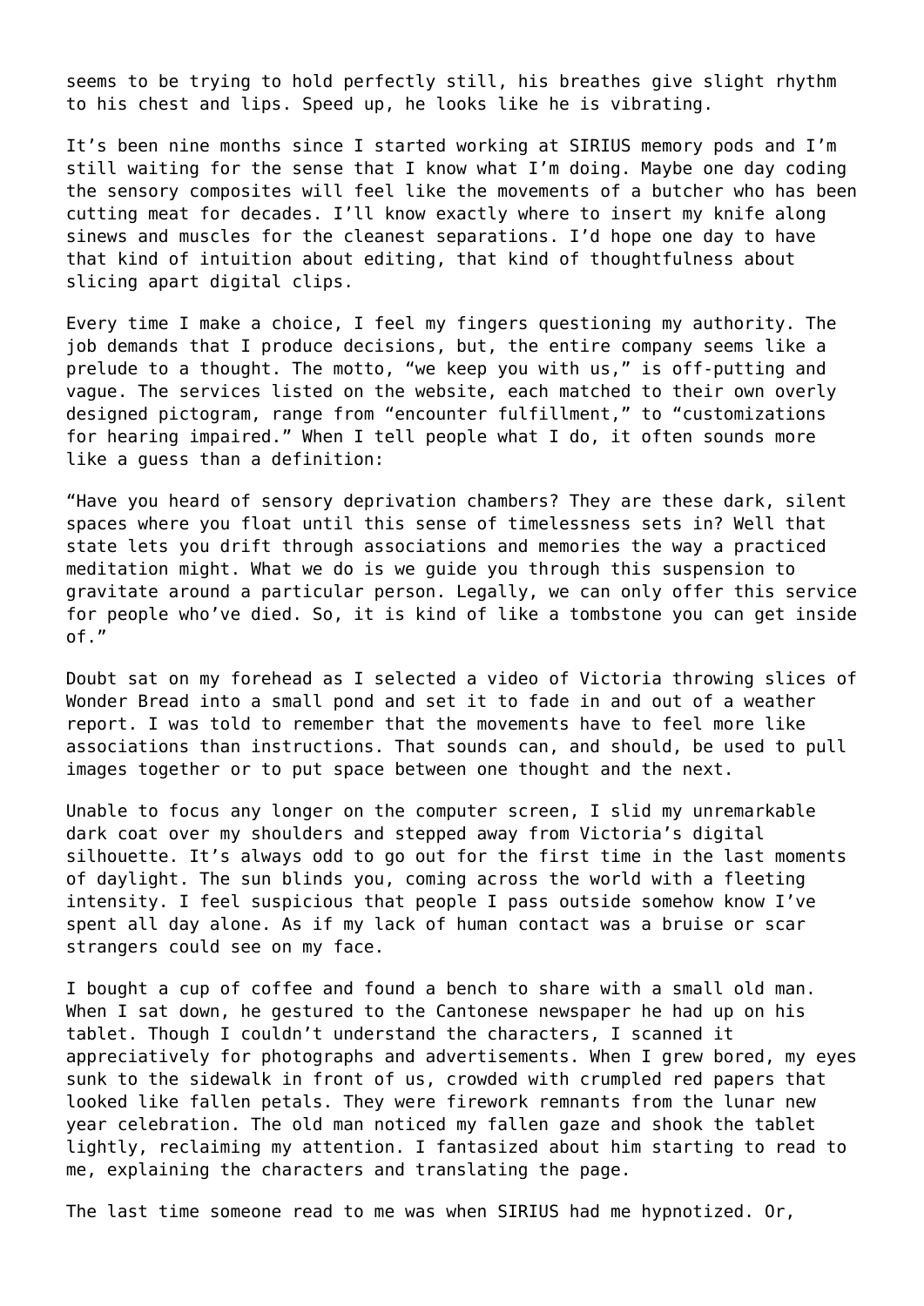seems to be trying to hold perfectly still, his breathes give slight rhythm to his chest and lips. Speed up, he looks like he is vibrating.

It's been nine months since I started working at SIRIUS memory pods and I'm still waiting for the sense that I know what I'm doing. Maybe one day coding the sensory composites will feel like the movements of a butcher who has been cutting meat for decades. I'll know exactly where to insert my knife along sinews and muscles for the cleanest separations. I'd hope one day to have that kind of intuition about editing, that kind of thoughtfulness about slicing apart digital clips.

Every time I make a choice, I feel my fingers questioning my authority. The job demands that I produce decisions, but, the entire company seems like a prelude to a thought. The motto, "we keep you with us," is off-putting and vague. The services listed on the website, each matched to their own overly designed pictogram, range from "encounter fulfillment," to "customizations for hearing impaired." When I tell people what I do, it often sounds more like a guess than a definition:

"Have you heard of sensory deprivation chambers? They are these dark, silent spaces where you float until this sense of timelessness sets in? Well that state lets you drift through associations and memories the way a practiced meditation might. What we do is we guide you through this suspension to gravitate around a particular person. Legally, we can only offer this service for people who've died. So, it is kind of like a tombstone you can get inside of."

Doubt sat on my forehead as I selected a video of Victoria throwing slices of Wonder Bread into a small pond and set it to fade in and out of a weather report. I was told to remember that the movements have to feel more like associations than instructions. That sounds can, and should, be used to pull images together or to put space between one thought and the next.

Unable to focus any longer on the computer screen, I slid my unremarkable dark coat over my shoulders and stepped away from Victoria's digital silhouette. It's always odd to go out for the first time in the last moments of daylight. The sun blinds you, coming across the world with a fleeting intensity. I feel suspicious that people I pass outside somehow know I've spent all day alone. As if my lack of human contact was a bruise or scar strangers could see on my face.

I bought a cup of coffee and found a bench to share with a small old man. When I sat down, he gestured to the Cantonese newspaper he had up on his tablet. Though I couldn't understand the characters, I scanned it appreciatively for photographs and advertisements. When I grew bored, my eyes sunk to the sidewalk in front of us, crowded with crumpled red papers that looked like fallen petals. They were firework remnants from the lunar new year celebration. The old man noticed my fallen gaze and shook the tablet lightly, reclaiming my attention. I fantasized about him starting to read to me, explaining the characters and translating the page.

The last time someone read to me was when SIRIUS had me hypnotized. Or,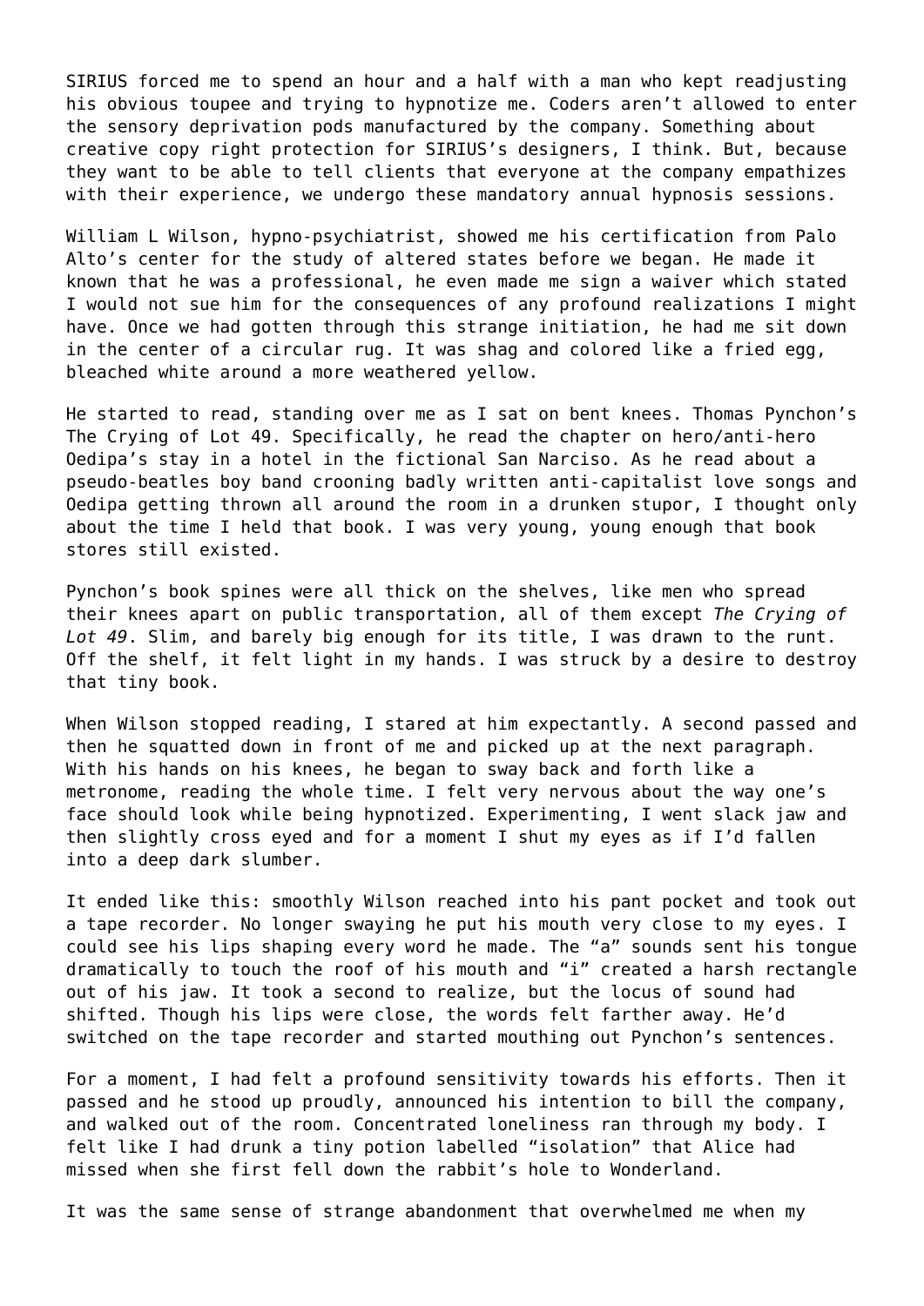SIRIUS forced me to spend an hour and a half with a man who kept readjusting his obvious toupee and trying to hypnotize me. Coders aren't allowed to enter the sensory deprivation pods manufactured by the company. Something about creative copy right protection for SIRIUS's designers, I think. But, because they want to be able to tell clients that everyone at the company empathizes with their experience, we undergo these mandatory annual hypnosis sessions.

William L Wilson, hypno-psychiatrist, showed me his certification from Palo Alto's center for the study of altered states before we began. He made it known that he was a professional, he even made me sign a waiver which stated I would not sue him for the consequences of any profound realizations I might have. Once we had gotten through this strange initiation, he had me sit down in the center of a circular rug. It was shag and colored like a fried egg, bleached white around a more weathered yellow.

He started to read, standing over me as I sat on bent knees. Thomas Pynchon's The Crying of Lot 49. Specifically, he read the chapter on hero/anti-hero Oedipa's stay in a hotel in the fictional San Narciso. As he read about a pseudo-beatles boy band crooning badly written anti-capitalist love songs and Oedipa getting thrown all around the room in a drunken stupor, I thought only about the time I held that book. I was very young, young enough that book stores still existed.

Pynchon's book spines were all thick on the shelves, like men who spread their knees apart on public transportation, all of them except *The Crying of Lot 49*. Slim, and barely big enough for its title, I was drawn to the runt. Off the shelf, it felt light in my hands. I was struck by a desire to destroy that tiny book.

When Wilson stopped reading, I stared at him expectantly. A second passed and then he squatted down in front of me and picked up at the next paragraph. With his hands on his knees, he began to sway back and forth like a metronome, reading the whole time. I felt very nervous about the way one's face should look while being hypnotized. Experimenting, I went slack jaw and then slightly cross eyed and for a moment I shut my eyes as if I'd fallen into a deep dark slumber.

It ended like this: smoothly Wilson reached into his pant pocket and took out a tape recorder. No longer swaying he put his mouth very close to my eyes. I could see his lips shaping every word he made. The "a" sounds sent his tongue dramatically to touch the roof of his mouth and "i" created a harsh rectangle out of his jaw. It took a second to realize, but the locus of sound had shifted. Though his lips were close, the words felt farther away. He'd switched on the tape recorder and started mouthing out Pynchon's sentences.

For a moment, I had felt a profound sensitivity towards his efforts. Then it passed and he stood up proudly, announced his intention to bill the company, and walked out of the room. Concentrated loneliness ran through my body. I felt like I had drunk a tiny potion labelled "isolation" that Alice had missed when she first fell down the rabbit's hole to Wonderland.

It was the same sense of strange abandonment that overwhelmed me when my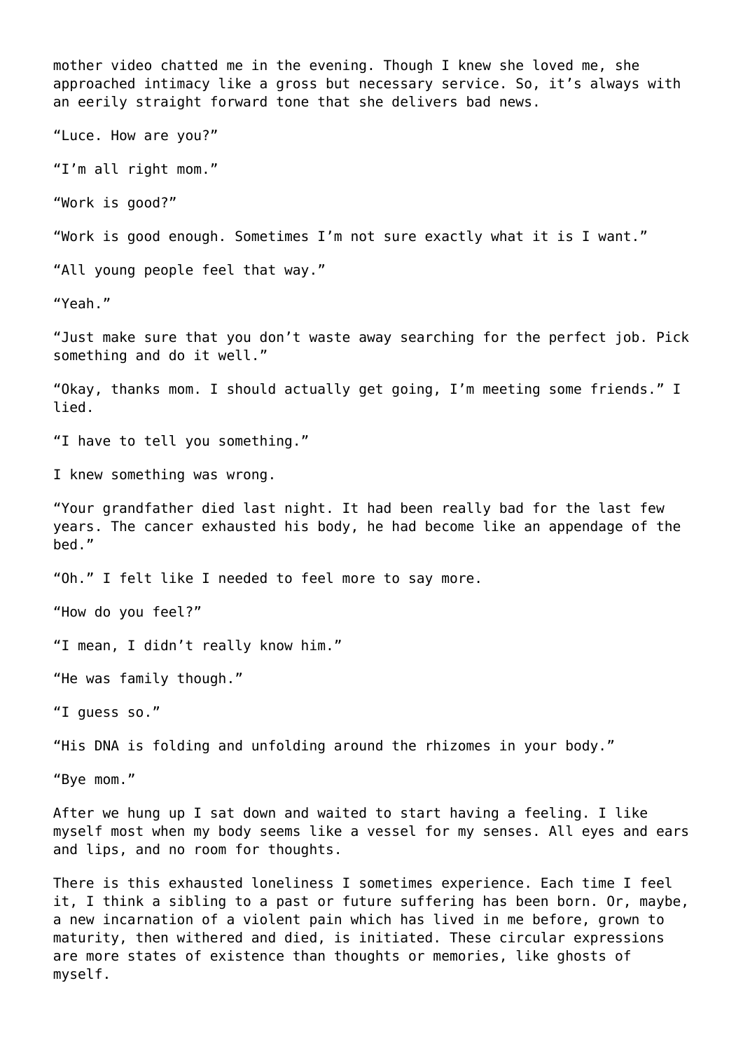mother video chatted me in the evening. Though I knew she loved me, she approached intimacy like a gross but necessary service. So, it's always with an eerily straight forward tone that she delivers bad news.

"Luce. How are you?"

"I'm all right mom."

"Work is good?"

"Work is good enough. Sometimes I'm not sure exactly what it is I want."

"All young people feel that way."

"Yeah."

"Just make sure that you don't waste away searching for the perfect job. Pick something and do it well."

"Okay, thanks mom. I should actually get going, I'm meeting some friends." I lied.

"I have to tell you something."

I knew something was wrong.

"Your grandfather died last night. It had been really bad for the last few years. The cancer exhausted his body, he had become like an appendage of the bed."

"Oh." I felt like I needed to feel more to say more.

"How do you feel?"

"I mean, I didn't really know him."

"He was family though."

"I guess so."

"His DNA is folding and unfolding around the rhizomes in your body."

"Bye mom."

After we hung up I sat down and waited to start having a feeling. I like myself most when my body seems like a vessel for my senses. All eyes and ears and lips, and no room for thoughts.

There is this exhausted loneliness I sometimes experience. Each time I feel it, I think a sibling to a past or future suffering has been born. Or, maybe, a new incarnation of a violent pain which has lived in me before, grown to maturity, then withered and died, is initiated. These circular expressions are more states of existence than thoughts or memories, like ghosts of myself.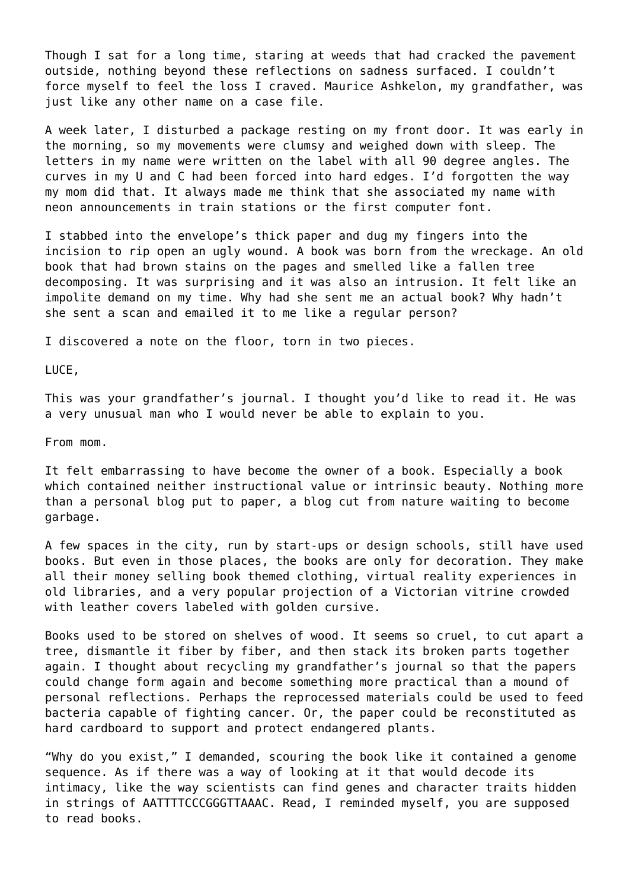Though I sat for a long time, staring at weeds that had cracked the pavement outside, nothing beyond these reflections on sadness surfaced. I couldn't force myself to feel the loss I craved. Maurice Ashkelon, my grandfather, was just like any other name on a case file.

A week later, I disturbed a package resting on my front door. It was early in the morning, so my movements were clumsy and weighed down with sleep. The letters in my name were written on the label with all 90 degree angles. The curves in my U and C had been forced into hard edges. I'd forgotten the way my mom did that. It always made me think that she associated my name with neon announcements in train stations or the first computer font.

I stabbed into the envelope's thick paper and dug my fingers into the incision to rip open an ugly wound. A book was born from the wreckage. An old book that had brown stains on the pages and smelled like a fallen tree decomposing. It was surprising and it was also an intrusion. It felt like an impolite demand on my time. Why had she sent me an actual book? Why hadn't she sent a scan and emailed it to me like a regular person?

I discovered a note on the floor, torn in two pieces.

LUCE,

This was your grandfather's journal. I thought you'd like to read it. He was a very unusual man who I would never be able to explain to you.

From mom.

It felt embarrassing to have become the owner of a book. Especially a book which contained neither instructional value or intrinsic beauty. Nothing more than a personal blog put to paper, a blog cut from nature waiting to become garbage.

A few spaces in the city, run by start-ups or design schools, still have used books. But even in those places, the books are only for decoration. They make all their money selling book themed clothing, virtual reality experiences in old libraries, and a very popular projection of a Victorian vitrine crowded with leather covers labeled with golden cursive.

Books used to be stored on shelves of wood. It seems so cruel, to cut apart a tree, dismantle it fiber by fiber, and then stack its broken parts together again. I thought about recycling my grandfather's journal so that the papers could change form again and become something more practical than a mound of personal reflections. Perhaps the reprocessed materials could be used to feed bacteria capable of fighting cancer. Or, the paper could be reconstituted as hard cardboard to support and protect endangered plants.

"Why do you exist," I demanded, scouring the book like it contained a genome sequence. As if there was a way of looking at it that would decode its intimacy, like the way scientists can find genes and character traits hidden in strings of AATTTTCCCGGGTTAAAC. Read, I reminded myself, you are supposed to read books.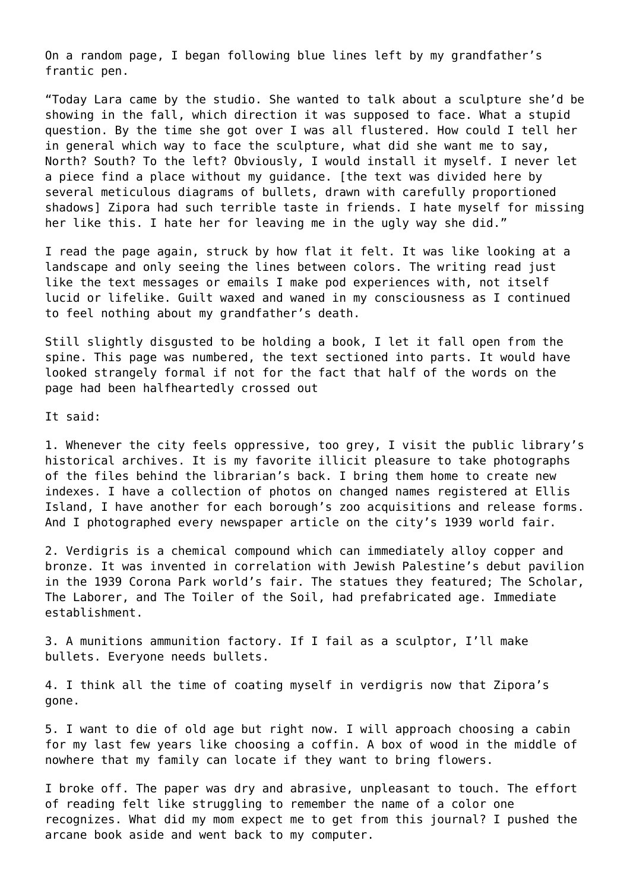On a random page, I began following blue lines left by my grandfather's frantic pen.

"Today Lara came by the studio. She wanted to talk about a sculpture she'd be showing in the fall, which direction it was supposed to face. What a stupid question. By the time she got over I was all flustered. How could I tell her in general which way to face the sculpture, what did she want me to say, North? South? To the left? Obviously, I would install it myself. I never let a piece find a place without my guidance. [the text was divided here by several meticulous diagrams of bullets, drawn with carefully proportioned shadows] Zipora had such terrible taste in friends. I hate myself for missing her like this. I hate her for leaving me in the ugly way she did."

I read the page again, struck by how flat it felt. It was like looking at a landscape and only seeing the lines between colors. The writing read just like the text messages or emails I make pod experiences with, not itself lucid or lifelike. Guilt waxed and waned in my consciousness as I continued to feel nothing about my grandfather's death.

Still slightly disgusted to be holding a book, I let it fall open from the spine. This page was numbered, the text sectioned into parts. It would have looked strangely formal if not for the fact that half of the words on the page had been halfheartedly crossed out

It said:

1. Whenever the city feels oppressive, too grey, I visit the public library's historical archives. It is my favorite illicit pleasure to take photographs of the files behind the librarian's back. I bring them home to create new indexes. I have a collection of photos on changed names registered at Ellis Island, I have another for each borough's zoo acquisitions and release forms. And I photographed every newspaper article on the city's 1939 world fair.

2. Verdigris is a chemical compound which can immediately alloy copper and bronze. It was invented in correlation with Jewish Palestine's debut pavilion in the 1939 Corona Park world's fair. The statues they featured; The Scholar, The Laborer, and The Toiler of the Soil, had prefabricated age. Immediate establishment.

3. A munitions ammunition factory. If I fail as a sculptor, I'll make bullets. Everyone needs bullets.

4. I think all the time of coating myself in verdigris now that Zipora's gone.

5. I want to die of old age but right now. I will approach choosing a cabin for my last few years like choosing a coffin. A box of wood in the middle of nowhere that my family can locate if they want to bring flowers.

I broke off. The paper was dry and abrasive, unpleasant to touch. The effort of reading felt like struggling to remember the name of a color one recognizes. What did my mom expect me to get from this journal? I pushed the arcane book aside and went back to my computer.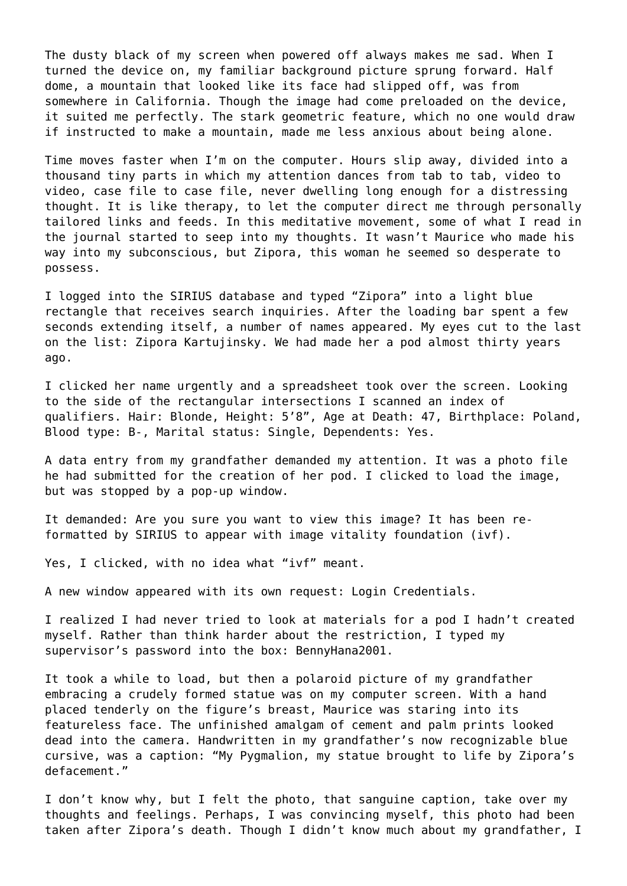The dusty black of my screen when powered off always makes me sad. When I turned the device on, my familiar background picture sprung forward. Half dome, a mountain that looked like its face had slipped off, was from somewhere in California. Though the image had come preloaded on the device, it suited me perfectly. The stark geometric feature, which no one would draw if instructed to make a mountain, made me less anxious about being alone.

Time moves faster when I'm on the computer. Hours slip away, divided into a thousand tiny parts in which my attention dances from tab to tab, video to video, case file to case file, never dwelling long enough for a distressing thought. It is like therapy, to let the computer direct me through personally tailored links and feeds. In this meditative movement, some of what I read in the journal started to seep into my thoughts. It wasn't Maurice who made his way into my subconscious, but Zipora, this woman he seemed so desperate to possess.

I logged into the SIRIUS database and typed "Zipora" into a light blue rectangle that receives search inquiries. After the loading bar spent a few seconds extending itself, a number of names appeared. My eyes cut to the last on the list: Zipora Kartujinsky. We had made her a pod almost thirty years ago.

I clicked her name urgently and a spreadsheet took over the screen. Looking to the side of the rectangular intersections I scanned an index of qualifiers. Hair: Blonde, Height: 5'8", Age at Death: 47, Birthplace: Poland, Blood type: B-, Marital status: Single, Dependents: Yes.

A data entry from my grandfather demanded my attention. It was a photo file he had submitted for the creation of her pod. I clicked to load the image, but was stopped by a pop-up window.

It demanded: Are you sure you want to view this image? It has been re-formatted by SIRIUS to appear with image vitality foundation (ivf).

Yes, I clicked, with no idea what "ivf" meant.

A new window appeared with its own request: Login Credentials.

I realized I had never tried to look at materials for a pod I hadn't created myself. Rather than think harder about the restriction, I typed my supervisor's password into the box: BennyHana2001.

It took a while to load, but then a polaroid picture of my grandfather embracing a crudely formed statue was on my computer screen. With a hand placed tenderly on the figure's breast, Maurice was staring into its featureless face. The unfinished amalgam of cement and palm prints looked dead into the camera. Handwritten in my grandfather's now recognizable blue cursive, was a caption: "My Pygmalion, my statue brought to life by Zipora's defacement."

I don't know why, but I felt the photo, that sanguine caption, take over my thoughts and feelings. Perhaps, I was convincing myself, this photo had been taken after Zipora's death. Though I didn't know much about my grandfather, I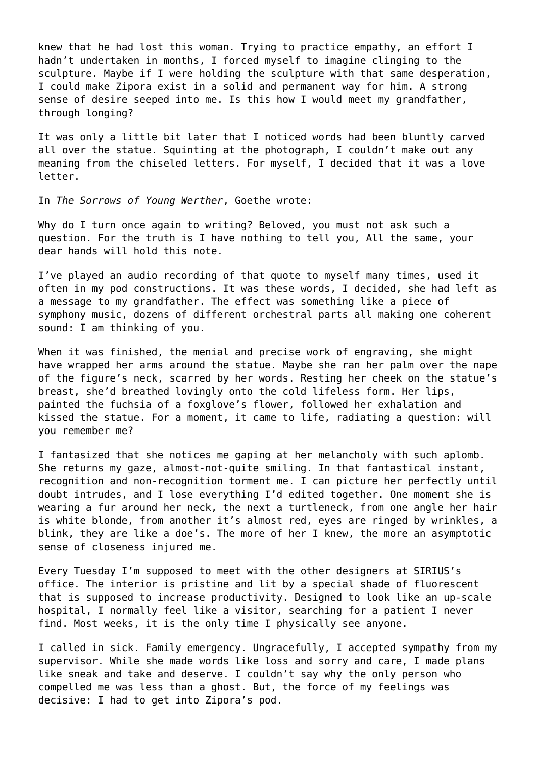knew that he had lost this woman. Trying to practice empathy, an effort I hadn't undertaken in months, I forced myself to imagine clinging to the sculpture. Maybe if I were holding the sculpture with that same desperation, I could make Zipora exist in a solid and permanent way for him. A strong sense of desire seeped into me. Is this how I would meet my grandfather, through longing?

It was only a little bit later that I noticed words had been bluntly carved all over the statue. Squinting at the photograph, I couldn't make out any meaning from the chiseled letters. For myself, I decided that it was a love letter.

In *The Sorrows of Young Werther*, Goethe wrote:

Why do I turn once again to writing? Beloved, you must not ask such a question. For the truth is I have nothing to tell you, All the same, your dear hands will hold this note.

I've played an audio recording of that quote to myself many times, used it often in my pod constructions. It was these words, I decided, she had left as a message to my grandfather. The effect was something like a piece of symphony music, dozens of different orchestral parts all making one coherent sound: I am thinking of you.

When it was finished, the menial and precise work of engraving, she might have wrapped her arms around the statue. Maybe she ran her palm over the nape of the figure's neck, scarred by her words. Resting her cheek on the statue's breast, she'd breathed lovingly onto the cold lifeless form. Her lips, painted the fuchsia of a foxglove's flower, followed her exhalation and kissed the statue. For a moment, it came to life, radiating a question: will you remember me?

I fantasized that she notices me gaping at her melancholy with such aplomb. She returns my gaze, almost-not-quite smiling. In that fantastical instant, recognition and non-recognition torment me. I can picture her perfectly until doubt intrudes, and I lose everything I'd edited together. One moment she is wearing a fur around her neck, the next a turtleneck, from one angle her hair is white blonde, from another it's almost red, eyes are ringed by wrinkles, a blink, they are like a doe's. The more of her I knew, the more an asymptotic sense of closeness injured me.

Every Tuesday I'm supposed to meet with the other designers at SIRIUS's office. The interior is pristine and lit by a special shade of fluorescent that is supposed to increase productivity. Designed to look like an up-scale hospital, I normally feel like a visitor, searching for a patient I never find. Most weeks, it is the only time I physically see anyone.

I called in sick. Family emergency. Ungracefully, I accepted sympathy from my supervisor. While she made words like loss and sorry and care, I made plans like sneak and take and deserve. I couldn't say why the only person who compelled me was less than a ghost. But, the force of my feelings was decisive: I had to get into Zipora's pod.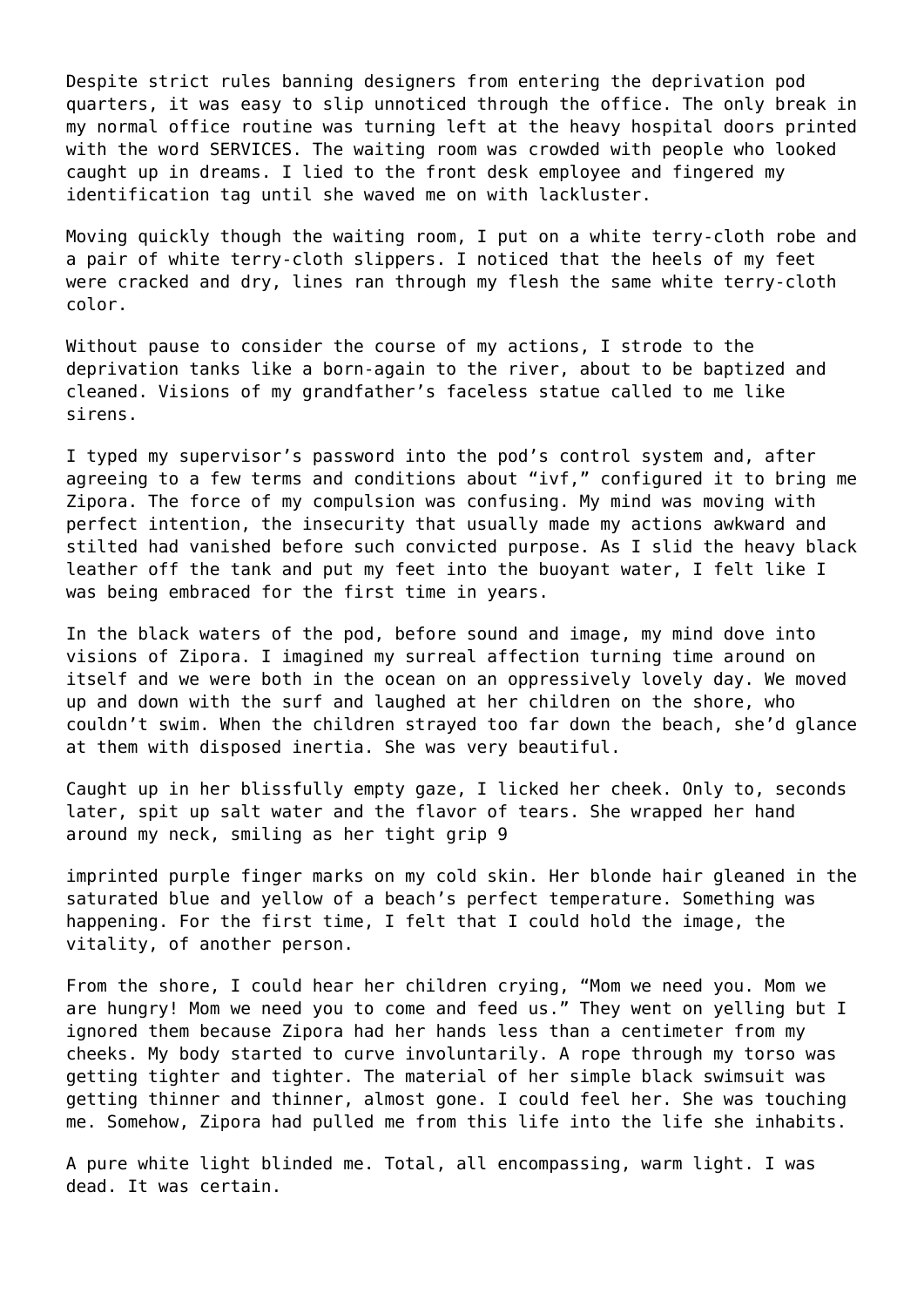Despite strict rules banning designers from entering the deprivation pod quarters, it was easy to slip unnoticed through the office. The only break in my normal office routine was turning left at the heavy hospital doors printed with the word SERVICES. The waiting room was crowded with people who looked caught up in dreams. I lied to the front desk employee and fingered my identification tag until she waved me on with lackluster.

Moving quickly though the waiting room, I put on a white terry-cloth robe and a pair of white terry-cloth slippers. I noticed that the heels of my feet were cracked and dry, lines ran through my flesh the same white terry-cloth color.

Without pause to consider the course of my actions, I strode to the deprivation tanks like a born-again to the river, about to be baptized and cleaned. Visions of my grandfather’s faceless statue called to me like sirens.

I typed my supervisor’s password into the pod’s control system and, after agreeing to a few terms and conditions about “ivf,” configured it to bring me Zipora. The force of my compulsion was confusing. My mind was moving with perfect intention, the insecurity that usually made my actions awkward and stilted had vanished before such convicted purpose. As I slid the heavy black leather off the tank and put my feet into the buoyant water, I felt like I was being embraced for the first time in years.

In the black waters of the pod, before sound and image, my mind dove into visions of Zipora. I imagined my surreal affection turning time around on itself and we were both in the ocean on an oppressively lovely day. We moved up and down with the surf and laughed at her children on the shore, who couldn’t swim. When the children strayed too far down the beach, she’d glance at them with disposed inertia. She was very beautiful.

Caught up in her blissfully empty gaze, I licked her cheek. Only to, seconds later, spit up salt water and the flavor of tears. She wrapped her hand around my neck, smiling as her tight grip imprinted purple finger marks on my cold skin. Her blonde hair gleaned in the saturated blue and yellow of a beach’s perfect temperature. Something was happening. For the first time, I felt that I could hold the image, the vitality, of another person.

From the shore, I could hear her children crying, “Mom we need you. Mom we are hungry! Mom we need you to come and feed us.” They went on yelling but I ignored them because Zipora had her hands less than a centimeter from my cheeks. My body started to curve involuntarily. A rope through my torso was getting tighter and tighter. The material of her simple black swimsuit was getting thinner and thinner, almost gone. I could feel her. She was touching me. Somehow, Zipora had pulled me from this life into the life she inhabits.

A pure white light blinded me. Total, all encompassing, warm light. I was dead. It was certain.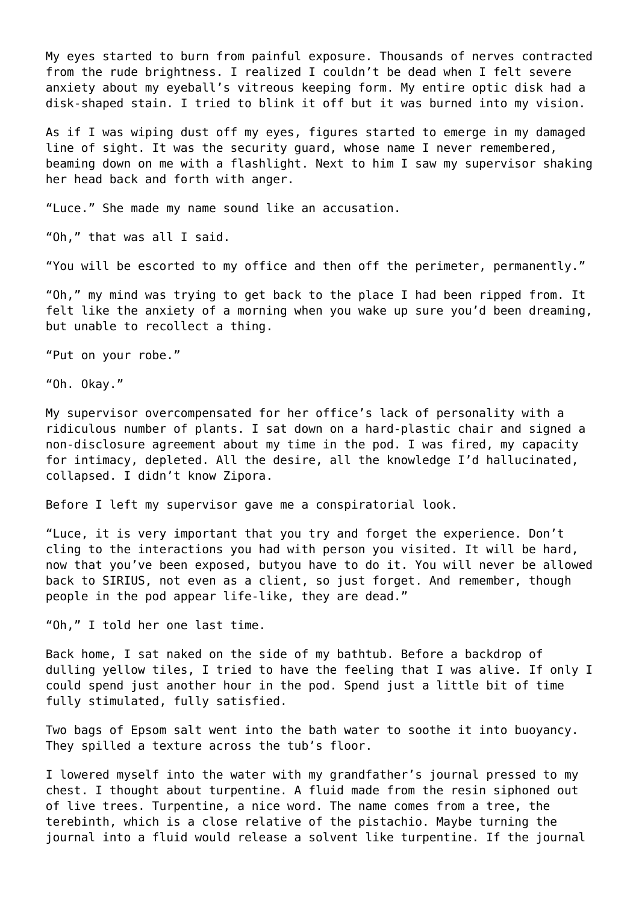My eyes started to burn from painful exposure. Thousands of nerves contracted from the rude brightness. I realized I couldn't be dead when I felt severe anxiety about my eyeball's vitreous keeping form. My entire optic disk had a disk-shaped stain. I tried to blink it off but it was burned into my vision.

As if I was wiping dust off my eyes, figures started to emerge in my damaged line of sight. It was the security guard, whose name I never remembered, beaming down on me with a flashlight. Next to him I saw my supervisor shaking her head back and forth with anger.

"Luce." She made my name sound like an accusation.

"Oh," that was all I said.

"You will be escorted to my office and then off the perimeter, permanently."

"Oh," my mind was trying to get back to the place I had been ripped from. It felt like the anxiety of a morning when you wake up sure you'd been dreaming, but unable to recollect a thing.

"Put on your robe."

"Oh. Okay."

My supervisor overcompensated for her office's lack of personality with a ridiculous number of plants. I sat down on a hard-plastic chair and signed a non-disclosure agreement about my time in the pod. I was fired, my capacity for intimacy, depleted. All the desire, all the knowledge I'd hallucinated, collapsed. I didn't know Zipora.

Before I left my supervisor gave me a conspiratorial look.

"Luce, it is very important that you try and forget the experience. Don't cling to the interactions you had with person you visited. It will be hard, now that you've been exposed, butyou have to do it. You will never be allowed back to SIRIUS, not even as a client, so just forget. And remember, though people in the pod appear life-like, they are dead."

"Oh," I told her one last time.

Back home, I sat naked on the side of my bathtub. Before a backdrop of dulling yellow tiles, I tried to have the feeling that I was alive. If only I could spend just another hour in the pod. Spend just a little bit of time fully stimulated, fully satisfied.

Two bags of Epsom salt went into the bath water to soothe it into buoyancy. They spilled a texture across the tub's floor.

I lowered myself into the water with my grandfather's journal pressed to my chest. I thought about turpentine. A fluid made from the resin siphoned out of live trees. Turpentine, a nice word. The name comes from a tree, the terebinth, which is a close relative of the pistachio. Maybe turning the journal into a fluid would release a solvent like turpentine. If the journal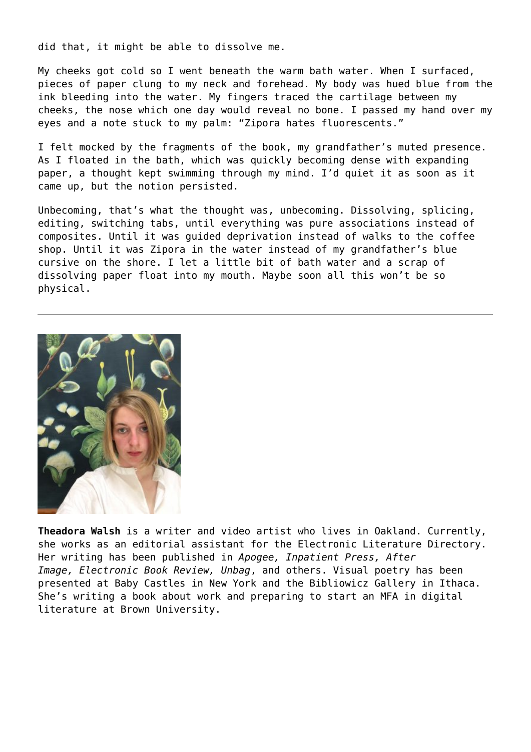did that, it might be able to dissolve me.

My cheeks got cold so I went beneath the warm bath water. When I surfaced, pieces of paper clung to my neck and forehead. My body was hued blue from the ink bleeding into the water. My fingers traced the cartilage between my cheeks, the nose which one day would reveal no bone. I passed my hand over my eyes and a note stuck to my palm: “Zipora hates fluorescents.”

I felt mocked by the fragments of the book, my grandfather’s muted presence. As I floated in the bath, which was quickly becoming dense with expanding paper, a thought kept swimming through my mind. I’d quiet it as soon as it came up, but the notion persisted.

Unbecoming, that’s what the thought was, unbecoming. Dissolving, splicing, editing, switching tabs, until everything was pure associations instead of composites. Until it was guided deprivation instead of walks to the coffee shop. Until it was Zipora in the water instead of my grandfather’s blue cursive on the shore. I let a little bit of bath water and a scrap of dissolving paper float into my mouth. Maybe soon all this won’t be so physical.

---

**Theadora Walsh** is a writer and video artist who lives in Oakland. Currently, she works as an editorial assistant for the Electronic Literature Directory. Her writing has been published in *Apogee, Inpatient Press, After Image, Electronic Book Review, Unbag*, and others. Visual poetry has been presented at Baby Castles in New York and the Bibliowicz Gallery in Ithaca. She’s writing a book about work and preparing to start an MFA in digital literature at Brown University.